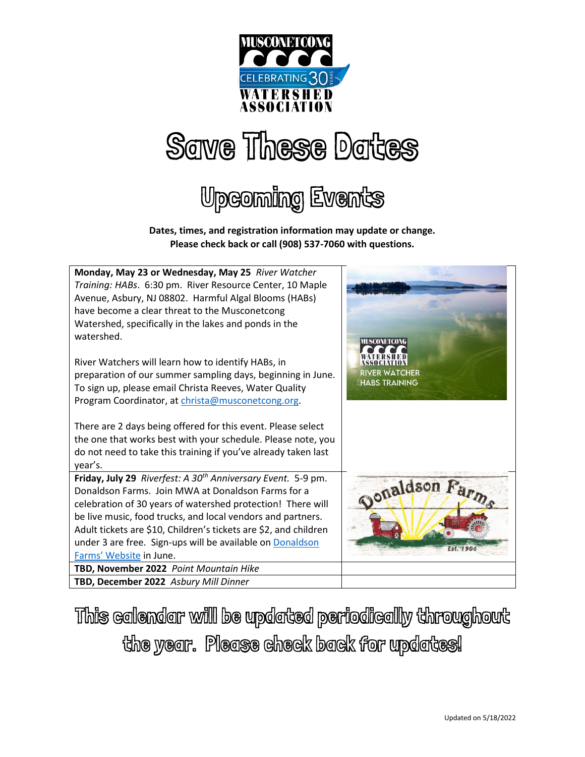# Save These Dates

## Upcoming Events

**Dates, times, and registration information may update or change.**
**Please check back or call (908) 537-7060 with questions.**

| | |
|---|---|
| **Monday, May 23 or Wednesday, May 25** *River Watcher Training: HABs*. 6:30 pm. River Resource Center, 10 Maple Avenue, Asbury, NJ 08802. Harmful Algal Blooms (HABs) have become a clear threat to the Musconetcong Watershed, specifically in the lakes and ponds in the watershed.<br><br>River Watchers will learn how to identify HABs, in preparation of our summer sampling days, beginning in June. To sign up, please email Christa Reeves, Water Quality Program Coordinator, at christa@musconetcong.org.<br><br>There are 2 days being offered for this event. Please select the one that works best with your schedule. Please note, you do not need to take this training if you've already taken last year's. | |
| **Friday, July 29** *Riverfest: A 30th Anniversary Event.* 5-9 pm. Donaldson Farms. Join MWA at Donaldson Farms for a celebration of 30 years of watershed protection! There will be live music, food trucks, and local vendors and partners. Adult tickets are $10, Children's tickets are $2, and children under 3 are free. Sign-ups will be available on Donaldson Farms' Website in June. | |
| **TBD, November 2022** *Point Mountain Hike* | |
| **TBD, December 2022** *Asbury Mill Dinner* | |

**This calendar will be updated periodically throughout the year. Please check back for updates!**

Updated on 5/18/2022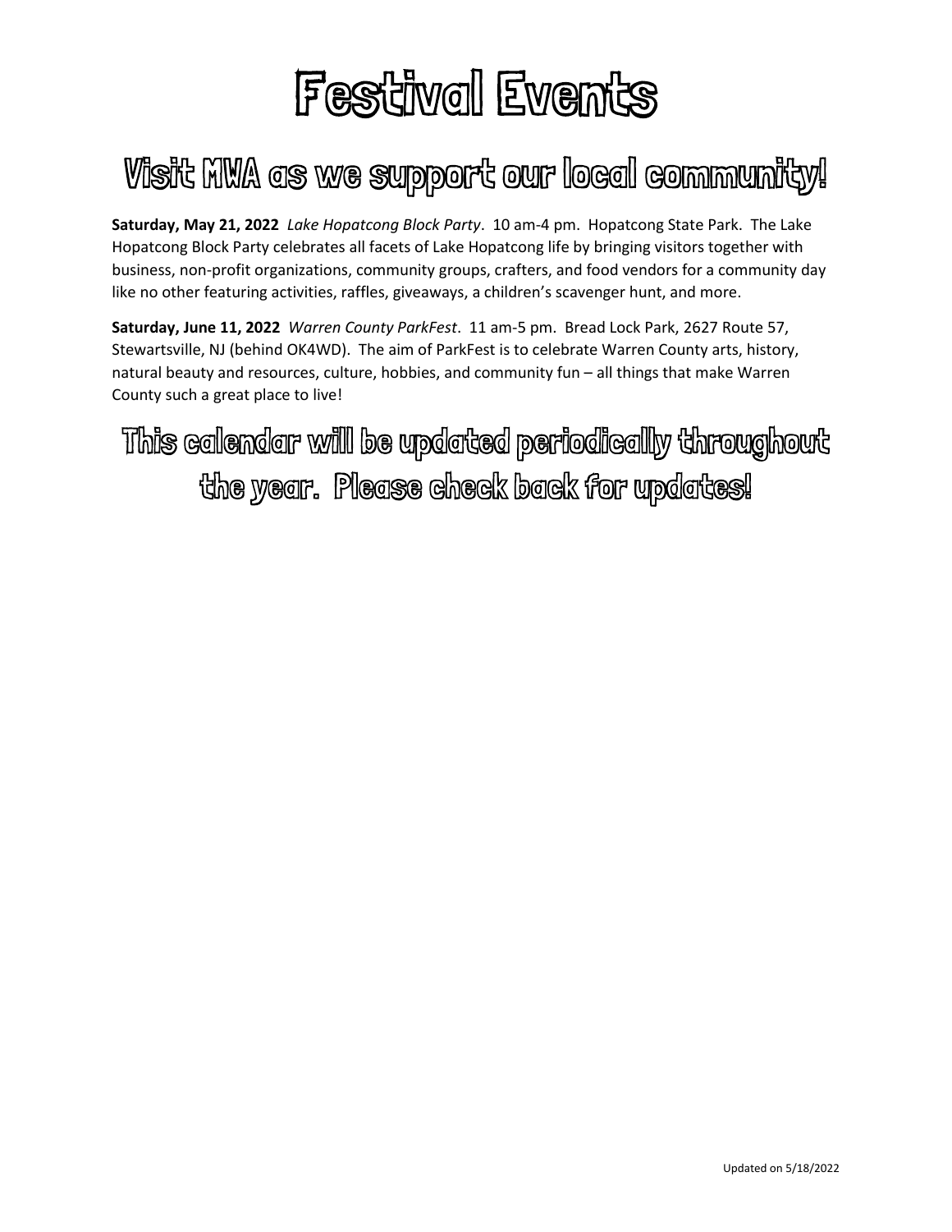# Festival Events

## Visit MWA as we support our local community!

**Saturday, May 21, 2022** *Lake Hopatcong Block Party*. 10 am-4 pm. Hopatcong State Park. The Lake Hopatcong Block Party celebrates all facets of Lake Hopatcong life by bringing visitors together with business, non-profit organizations, community groups, crafters, and food vendors for a community day like no other featuring activities, raffles, giveaways, a children's scavenger hunt, and more.

**Saturday, June 11, 2022** *Warren County ParkFest*. 11 am-5 pm. Bread Lock Park, 2627 Route 57, Stewartsville, NJ (behind OK4WD). The aim of ParkFest is to celebrate Warren County arts, history, natural beauty and resources, culture, hobbies, and community fun – all things that make Warren County such a great place to live!

## This calendar will be updated periodically throughout the year. Please check back for updates!

Updated on 5/18/2022